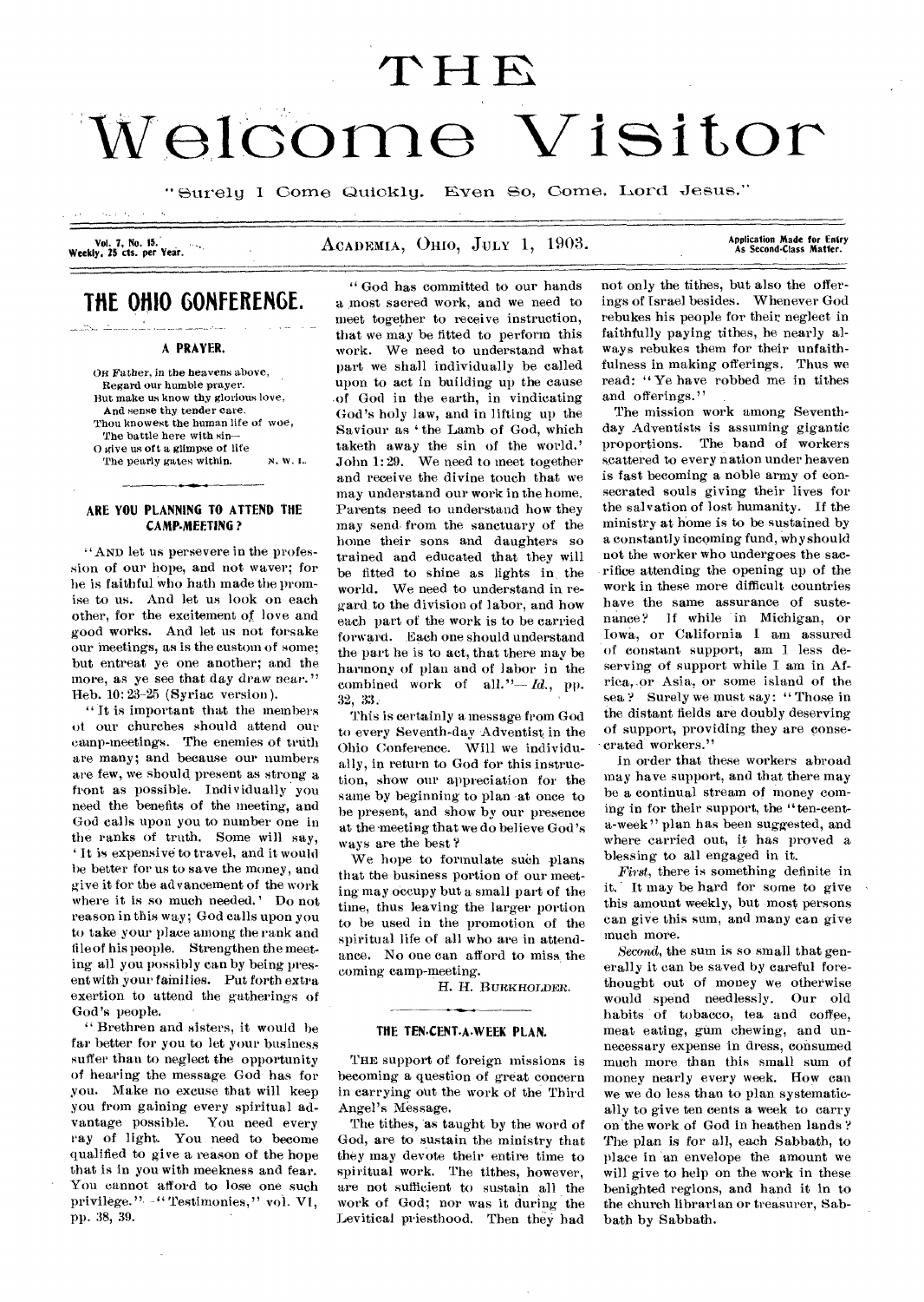# THE Welcome Visitor

"Surely I Come Quickly. Even So, Come, Lord Jesus."

Vol. 7, No. 15. Weekly, 25 cts. per Year.

ACADEMIA, OHIO, JULY 1, 1903.

Application Made for Entry As Second-Class Matter.

## THE OHIO CONFERENCE.

### A PRAYER.

OH Father, in the heavens above,
Regard our humble prayer.
But make us know thy glorious love,
And sense thy tender care.
Thou knowest the human life of woe,
The battle here with sin—
O give us oft a glimpse of life
The pearly gates within.
N. W. L.

### ARE YOU PLANNING TO ATTEND THE CAMP-MEETING?

"AND let us persevere in the profession of our hope, and not waver; for he is faithful who hath made the promise to us. And let us look on each other, for the excitement of love and good works. And let us not forsake our meetings, as is the custom of some; but entreat ye one another; and the more, as ye see that day draw near." Heb. 10:23-25 (Syriac version).

"It is important that the members of our churches should attend our camp-meetings. The enemies of truth are many; and because our numbers are few, we should present as strong a front as possible. Individually you need the benefits of the meeting, and God calls upon you to number one in the ranks of truth. Some will say, 'It is expensive to travel, and it would be better for us to save the money, and give it for the advancement of the work where it is so much needed.' Do not reason in this way; God calls upon you to take your place among the rank and file of his people. Strengthen the meeting all you possibly can by being present with your families. Put forth extra exertion to attend the gatherings of God's people.

"Brethren and sisters, it would be far better for you to let your business suffer than to neglect the opportunity of hearing the message God has for you. Make no excuse that will keep you from gaining every spiritual advantage possible. You need every ray of light. You need to become qualified to give a reason of the hope that is in you with meekness and fear. You cannot afford to lose one such privilege." —"Testimonies," vol. VI, pp. 38, 39.

"God has committed to our hands a most sacred work, and we need to meet together to receive instruction, that we may be fitted to perform this work. We need to understand what part we shall individually be called upon to act in building up the cause of God in the earth, in vindicating God's holy law, and in lifting up the Saviour as 'the Lamb of God, which taketh away the sin of the world.' John 1:29. We need to meet together and receive the divine touch that we may understand our work in the home. Parents need to understand how they may send from the sanctuary of the home their sons and daughters so trained and educated that they will be fitted to shine as lights in the world. We need to understand in regard to the division of labor, and how each part of the work is to be carried forward. Each one should understand the part he is to act, that there may be harmony of plan and of labor in the combined work of all."—*Id.*, pp. 32, 33.

This is certainly a message from God to every Seventh-day Adventist in the Ohio Conference. Will we individually, in return to God for this instruction, show our appreciation for the same by beginning to plan at once to be present, and show by our presence at the meeting that we do believe God's ways are the best?

We hope to formulate such plans that the business portion of our meeting may occupy but a small part of the time, thus leaving the larger portion to be used in the promotion of the spiritual life of all who are in attendance. No one can afford to miss the coming camp-meeting.

H. H. BURKHOLDER.

### THE TEN-CENT-A-WEEK PLAN.

THE support of foreign missions is becoming a question of great concern in carrying out the work of the Third Angel's Message.

The tithes, as taught by the word of God, are to sustain the ministry that they may devote their entire time to spiritual work. The tithes, however, are not sufficient to sustain all the work of God; nor was it during the Levitical priesthood. Then they had not only the tithes, but also the offerings of Israel besides. Whenever God rebukes his people for their neglect in faithfully paying tithes, he nearly always rebukes them for their unfaithfulness in making offerings. Thus we read: "Ye have robbed me in tithes and offerings."

The mission work among Seventh-day Adventists is assuming gigantic proportions. The band of workers scattered to every nation under heaven is fast becoming a noble army of consecrated souls giving their lives for the salvation of lost humanity. If the ministry at home is to be sustained by a constantly incoming fund, why should not the worker who undergoes the sacrifice attending the opening up of the work in these more difficult countries have the same assurance of sustenance? If while in Michigan, or Iowa, or California I am assured of constant support, am I less deserving of support while I am in Africa, or Asia, or some island of the sea? Surely we must say: "Those in the distant fields are doubly deserving of support, providing they are consecrated workers."

In order that these workers abroad may have support, and that there may be a continual stream of money coming in for their support, the "ten-cent-a-week" plan has been suggested, and where carried out, it has proved a blessing to all engaged in it.

*First*, there is something definite in it. It may be hard for some to give this amount weekly, but most persons can give this sum, and many can give much more.

*Second*, the sum is so small that generally it can be saved by careful forethought out of money we otherwise would spend needlessly. Our old habits of tobacco, tea and coffee, meat eating, gum chewing, and unnecessary expense in dress, consumed much more than this small sum of money nearly every week. How can we we do less than to plan systematically to give ten cents a week to carry on the work of God in heathen lands? The plan is for all, each Sabbath, to place in an envelope the amount we will give to help on the work in these benighted regions, and hand it in to the church librarian or treasurer, Sabbath by Sabbath.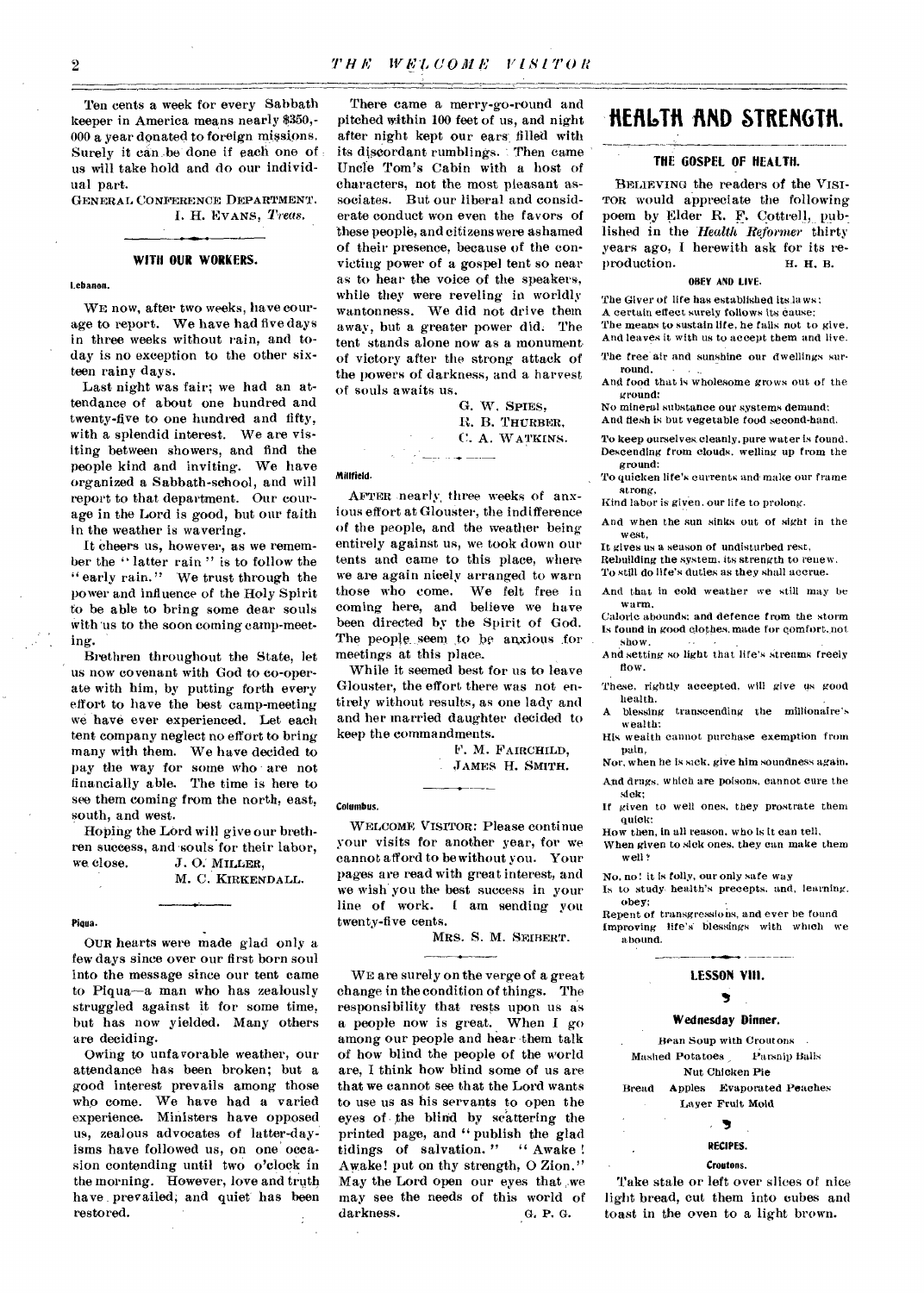Ten cents a week for every Sabbath keeper in America means nearly $350,000 a year donated to foreign missions. Surely it can be done if each one of us will take hold and do our individual part.

GENERAL CONFERENCE DEPARTMENT.
I. H. EVANS, *Treas.*

## WITH OUR WORKERS.

**Lebanon.**

WE now, after two weeks, have courage to report. We have had five days in three weeks without rain, and to-day is no exception to the other sixteen rainy days.

Last night was fair; we had an attendance of about one hundred and twenty-five to one hundred and fifty, with a splendid interest. We are visiting between showers, and find the people kind and inviting. We have organized a Sabbath-school, and will report to that department. Our courage in the Lord is good, but our faith in the weather is wavering.

It cheers us, however, as we remember the "latter rain" is to follow the "early rain." We trust through the power and influence of the Holy Spirit to be able to bring some dear souls with us to the soon coming camp-meeting.

Brethren throughout the State, let us now covenant with God to co-operate with him, by putting forth every effort to have the best camp-meeting we have ever experienced. Let each tent company neglect no effort to bring many with them. We have decided to pay the way for some who are not financially able. The time is here to see them coming from the north, east, south, and west.

Hoping the Lord will give our brethren success, and souls for their labor, we close.

J. O. MILLER,
M. C. KIRKENDALL.

**Piqua.**

OUR hearts were made glad only a few days since over our first born soul into the message since our tent came to Piqua—a man who has zealously struggled against it for some time, but has now yielded. Many others are deciding.

Owing to unfavorable weather, our attendance has been broken; but a good interest prevails among those who come. We have had a varied experience. Ministers have opposed us, zealous advocates of latter-day-isms have followed us, on one occasion contending until two o'clock in the morning. However, love and truth have prevailed, and quiet has been restored.

There came a merry-go-round and pitched within 100 feet of us, and night after night kept our ears filled with its discordant rumblings. Then came Uncle Tom's Cabin with a host of characters, not the most pleasant associates. But our liberal and considerate conduct won even the favors of these people, and citizens were ashamed of their presence, because of the convicting power of a gospel tent so near as to hear the voice of the speakers, while they were reveling in worldly wantonness. We did not drive them away, but a greater power did. The tent stands alone now as a monument of victory after the strong attack of the powers of darkness, and a harvest of souls awaits us.

G. W. SPIES,
R. B. THURBER,
C. A. WATKINS.

**Millfield.**

AFTER nearly three weeks of anxious effort at Glouster, the indifference of the people, and the weather being entirely against us, we took down our tents and came to this place, where we are again nicely arranged to warn those who come. We felt free in coming here, and believe we have been directed by the Spirit of God. The people seem to be anxious for meetings at this place.

While it seemed best for us to leave Glouster, the effort there was not entirely without results, as one lady and and her married daughter decided to keep the commandments.

F. M. FAIRCHILD,
JAMES H. SMITH.

**Columbus.**

WELCOME VISITOR: Please continue your visits for another year, for we cannot afford to be without you. Your pages are read with great interest, and we wish you the best success in your line of work. I am sending you twenty-five cents.

MRS. S. M. SEIBERT.

WE are surely on the verge of a great change in the condition of things. The responsibility that rests upon us as a people now is great. When I go among our people and hear them talk of how blind the people of the world are, I think how blind some of us are that we cannot see that the Lord wants to use us as his servants to open the eyes of the blind by scattering the printed page, and "publish the glad tidings of salvation." "Awake! Awake! put on thy strength, O Zion." May the Lord open our eyes that we may see the needs of this world of darkness.

G. P. G.

# HEALTH AND STRENGTH.

## THE GOSPEL OF HEALTH.

BELIEVING the readers of the VISITOR would appreciate the following poem by Elder R. F. Cottrell, published in the *Health Reformer* thirty years ago, I herewith ask for its reproduction.

H. H. B.

### OBEY AND LIVE.

The Giver of life has established its laws:
A certain effect surely follows its cause;
The means to sustain life, he fails not to give,
And leaves it with us to accept them and live.

The free air and sunshine our dwellings surround,
And food that is wholesome grows out of the ground:
No mineral substance our systems demand;
And flesh is but vegetable food second-hand.

To keep ourselves cleanly, pure water is found,
Descending from clouds, welling up from the ground:
To quicken life's currents and make our frame strong,
Kind labor is given, our life to prolong.

And when the sun sinks out of sight in the west,
It gives us a season of undisturbed rest,
Rebuilding the system, its strength to renew,
To still do life's duties as they shall accrue.

And that in cold weather we still may be warm,
Caloric abounds; and defence from the storm
Is found in good clothes, made for comfort, not show,
And setting no light that life's streams freely flow.

These, rightly accepted, will give us good health,
A blessing transcending the millionaire's wealth:
His wealth cannot purchase exemption from pain,
Nor, when he is sick, give him soundness again.

And drugs, which are poisons, cannot cure the sick;
If given to well ones, they prostrate them quick:
How then, in all reason, who is it can tell,
When given to sick ones, they can make them well?

No, no! it is folly, our only safe way
Is to study health's precepts, and, learning, obey;
Repent of transgressions, and ever be found
Improving life's blessings with which we abound.

## LESSON VIII.

### Wednesday Dinner.

Bean Soup with Croutons
Mashed Potatoes Parsnip Balls
Nut Chicken Pie
Bread Apples Evaporated Peaches
Layer Fruit Mold

### RECIPES.

**Croutons.**

Take stale or left over slices of nice light bread, cut them into cubes and toast in the oven to a light brown.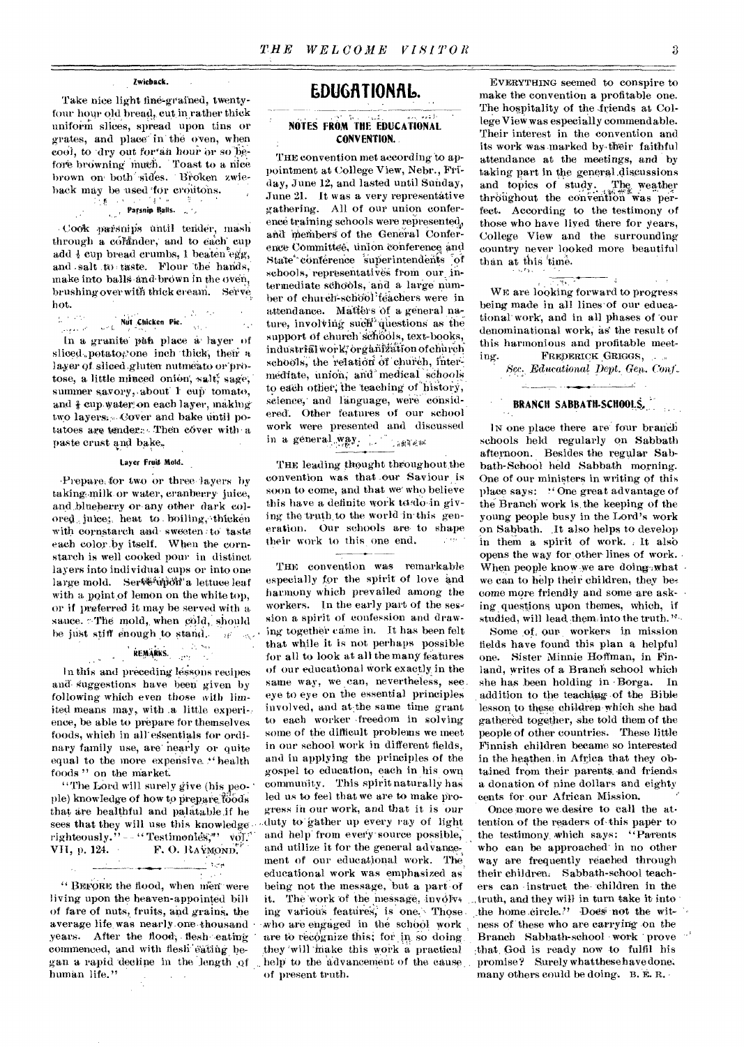#### Zwieback.

Take nice light fine-grained, twenty-four hour old bread, cut in rather thick uniform slices, spread upon tins or grates, and place in the oven, when cool, to dry out for an hour or so before browning much. Toast to a nice brown on both sides. Broken zwieback may be used for croutons.

#### Parsnip Balls.

Cook parsnips until tender, mash through a colander, and to each cup add ½ cup bread crumbs, 1 beaten egg, and salt to taste. Flour the hands, make into balls and brown in the oven, brushing over with thick cream. Serve hot.

#### Nut Chicken Pie.

In a granite pan place a layer of sliced potato, one inch thick, then a layer of sliced gluten nutmeato or protose, a little minced onion, salt, sage, summer savory, about 1 cup tomato, and ½ cup water on each layer, making two layers. Cover and bake until potatoes are tender. Then cover with a paste crust and bake.

#### Layer Fruit Mold.

Prepare for two or three layers by taking milk or water, cranberry juice, and blueberry or any other dark colored juice; heat to boiling, thicken with cornstarch and sweeten to taste each color by itself. When the cornstarch is well cooked pour in distinct layers into individual cups or into one large mold. Serve upon a lettuce leaf with a point of lemon on the white top, or if preferred it may be served with a sauce. The mold, when cold, should be just stiff enough to stand.

#### REMARKS.

In this and preceding lessons recipes and suggestions have been given by following which even those with limited means may, with a little experience, be able to prepare for themselves foods, which in all essentials for ordinary family use, are nearly or quite equal to the more expensive "health foods" on the market.

"The Lord will surely give (his people) knowledge of how to prepare foods that are healthful and palatable if he sees that they will use this knowledge righteously." — "Testimonies," vol. VII, p. 124.

F. O. RAYMOND.

---

"BEFORE the flood, when men were living upon the heaven-appointed bill of fare of nuts, fruits, and grains, the average life was nearly one thousand years. After the flood, flesh eating commenced, and with flesh eating began a rapid decline in the length of human life."

# EDUCATIONAL.

## NOTES FROM THE EDUCATIONAL CONVENTION.

THE convention met according to appointment at College View, Nebr., Friday, June 12, and lasted until Sunday, June 21. It was a very representative gathering. All of our union conference training schools were represented, and members of the General Conference Committee, union conference and State conference superintendents of schools, representatives from our intermediate schools, and a large number of church-school teachers were in attendance. Matters of a general nature, involving such questions as the support of church schools, text-books, industrial work, organization of church schools, the relation of church, intermediate, union, and medical schools to each other, the teaching of history, science, and language, were considered. Other features of our school work were presented and discussed in a general way.

---

THE leading thought throughout the convention was that our Saviour is soon to come, and that we who believe this have a definite work to do in giving the truth to the world in this generation. Our schools are to shape their work to this one end.

---

THE convention was remarkable especially for the spirit of love and harmony which prevailed among the workers. In the early part of the session a spirit of confession and drawing together came in. It has been felt that while it is not perhaps possible for all to look at all the many features of our educational work exactly in the same way, we can, nevertheless, see eye to eye on the essential principles involved, and at the same time grant to each worker freedom in solving some of the difficult problems we meet in our school work in different fields, and in applying the principles of the gospel to education, each in his own community. This spirit naturally has led us to feel that we are to make progress in our work, and that it is our duty to gather up every ray of light and help from every source possible, and utilize it for the general advancement of our educational work. The educational work was emphasized as being not the message, but a part of it. The work of the message, involving various features, is one. Those who are engaged in the school work are to recognize this; for in so doing they will make this work a practical help to the advancement of the cause of present truth.

---

EVERYTHING seemed to conspire to make the convention a profitable one. The hospitality of the friends at College View was especially commendable. Their interest in the convention and its work was marked by their faithful attendance at the meetings, and by taking part in the general discussions and topics of study. The weather throughout the convention was perfect. According to the testimony of those who have lived there for years, College View and the surrounding country never looked more beautiful than at this time.

---

WE are looking forward to progress being made in all lines of our educational work, and in all phases of our denominational work, as the result of this harmonious and profitable meeting.

FREDERICK GRIGGS,
*Sec. Educational Dept. Gen. Conf.*

## BRANCH SABBATH-SCHOOLS.

IN one place there are four branch schools held regularly on Sabbath afternoon. Besides the regular Sabbath-School held Sabbath morning. One of our ministers in writing of this place says: "One great advantage of the Branch work is the keeping of the young people busy in the Lord's work on Sabbath. It also helps to develop in them a spirit of work. It also opens the way for other lines of work. When people know we are doing what we can to help their children, they become more friendly and some are asking questions upon themes, which, if studied, will lead them into the truth."

Some of our workers in mission fields have found this plan a helpful one. Sister Minnie Hoffman, in Finland, writes of a Branch school which she has been holding in Borga. In addition to the teaching of the Bible lesson to these children which she had gathered together, she told them of the people of other countries. These little Finnish children became so interested in the heathen in Africa that they obtained from their parents and friends a donation of nine dollars and eighty cents for our African Mission.

Once more we desire to call the attention of the readers of this paper to the testimony which says: "Parents who can be approached in no other way are frequently reached through their children. Sabbath-school teachers can instruct the children in the truth, and they will in turn take it into the home circle." Does not the witness of these who are carrying on the Branch Sabbath-school work prove that God is ready now to fulfil his promise? Surely what these have done, many others could be doing. B. E. R.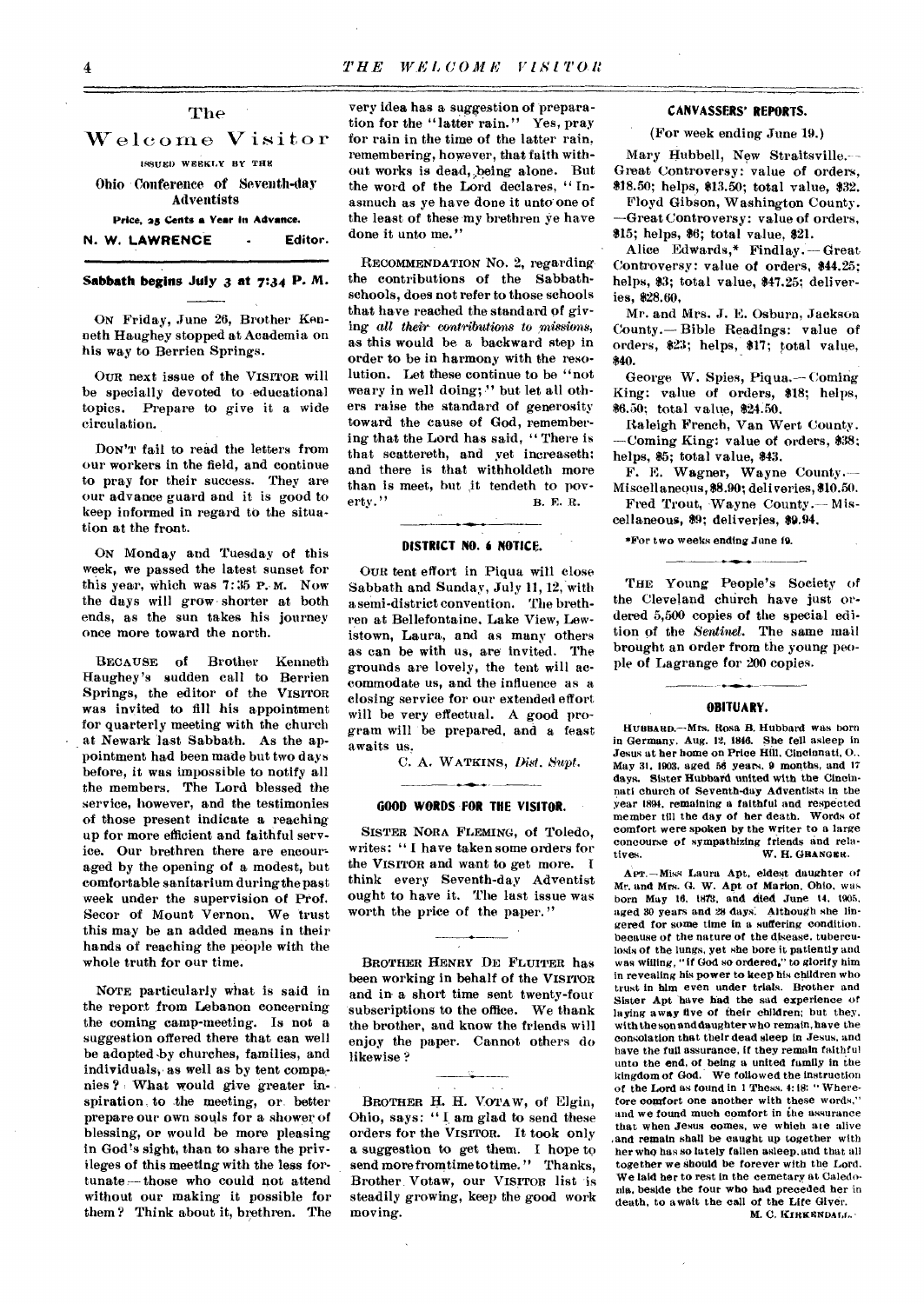# The Welcome Visitor

ISSUED WEEKLY BY THE

Ohio Conference of Seventh-day Adventists

Price, 25 Cents a Year in Advance.

**N. W. LAWRENCE - Editor.**

**Sabbath begins July 3 at 7:34 P. M.**

ON Friday, June 26, Brother Kenneth Haughey stopped at Academia on his way to Berrien Springs.

OUR next issue of the VISITOR will be specially devoted to educational topics. Prepare to give it a wide circulation.

DON'T fail to read the letters from our workers in the field, and continue to pray for their success. They are our advance guard and it is good to keep informed in regard to the situation at the front.

ON Monday and Tuesday of this week, we passed the latest sunset for this year, which was 7:35 P. M. Now the days will grow shorter at both ends, as the sun takes his journey once more toward the north.

BECAUSE of Brother Kenneth Haughey's sudden call to Berrien Springs, the editor of the VISITOR was invited to fill his appointment for quarterly meeting with the church at Newark last Sabbath. As the appointment had been made but two days before, it was impossible to notify all the members. The Lord blessed the service, however, and the testimonies of those present indicate a reaching up for more efficient and faithful service. Our brethren there are encouraged by the opening of a modest, but comfortable sanitarium during the past week under the supervision of Prof. Secor of Mount Vernon. We trust this may be an added means in their hands of reaching the people with the whole truth for our time.

NOTE particularly what is said in the report from Lebanon concerning the coming camp-meeting. Is not a suggestion offered there that can well be adopted by churches, families, and individuals, as well as by tent companies? What would give greater inspiration to the meeting, or better prepare our own souls for a shower of blessing, or would be more pleasing in God's sight, than to share the privileges of this meeting with the less fortunate—those who could not attend without our making it possible for them? Think about it, brethren. The very idea has a suggestion of preparation for the "latter rain." Yes, pray for rain in the time of the latter rain, remembering, however, that faith without works is dead, being alone. But the word of the Lord declares, "Inasmuch as ye have done it unto one of the least of these my brethren ye have done it unto me."

RECOMMENDATION No. 2, regarding the contributions of the Sabbath-schools, does not refer to those schools that have reached the standard of giving *all their contributions to missions*, as this would be a backward step in order to be in harmony with the resolution. Let these continue to be "not weary in well doing;" but let all others raise the standard of generosity toward the cause of God, remembering that the Lord has said, "There is that scattereth, and yet increaseth; and there is that withholdeth more than is meet, but it tendeth to poverty."

B. E. R.

## DISTRICT NO. 6 NOTICE.

OUR tent effort in Piqua will close Sabbath and Sunday, July 11, 12, with a semi-district convention. The brethren at Bellefontaine, Lake View, Lewistown, Laura, and as many others as can be with us, are invited. The grounds are lovely, the tent will accommodate us, and the influence as a closing service for our extended effort will be very effectual. A good program will be prepared, and a feast awaits us.

C. A. WATKINS, *Dist. Supt.*

## GOOD WORDS FOR THE VISITOR.

SISTER NORA FLEMING, of Toledo, writes: "I have taken some orders for the VISITOR and want to get more. I think every Seventh-day Adventist ought to have it. The last issue was worth the price of the paper."

BROTHER HENRY DE FLUITER has been working in behalf of the VISITOR and in a short time sent twenty-four subscriptions to the office. We thank the brother, and know the friends will enjoy the paper. Cannot others do likewise?

BROTHER H. H. VOTAW, of Elgin, Ohio, says: "I am glad to send these orders for the VISITOR. It took only a suggestion to get them. I hope to send more from time to time." Thanks, Brother Votaw, our VISITOR list is steadily growing, keep the good work moving.

## CANVASSERS' REPORTS.

(For week ending June 19.)

Mary Hubbell, New Straitsville.—Great Controversy: value of orders, $18.50; helps, $13.50; total value, $32.

Floyd Gibson, Washington County.—Great Controversy: value of orders, $15; helps, $6; total value, $21.

Alice Edwards,* Findlay.—Great Controversy: value of orders, $44.25; helps, $3; total value, $47.25; deliveries, $28.60.

Mr. and Mrs. J. E. Osburn, Jackson County.—Bible Readings: value of orders, $23; helps, $17; total value, $40.

George W. Spies, Piqua.—Coming King: value of orders, $18; helps, $6.50; total value, $24.50.

Raleigh French, Van Wert County.—Coming King: value of orders, $38; helps, $5; total value, $43.

F. E. Wagner, Wayne County.—Miscellaneous, $8.90; deliveries, $10.50.

Fred Trout, Wayne County.—Miscellaneous, $9; deliveries, $9.94.

*For two weeks ending June 19.

THE Young People's Society of the Cleveland church have just ordered 5,500 copies of the special edition of the *Sentinel*. The same mail brought an order from the young people of Lagrange for 200 copies.

## OBITUARY.

HUBBARD.—Mrs. Rosa B. Hubbard was born in Germany, Aug. 12, 1846. She fell asleep in Jesus at her home on Price Hill, Cincinnati, O., May 31, 1903, aged 56 years, 9 months, and 17 days. Sister Hubbard united with the Cincinnati church of Seventh-day Adventists in the year 1894, remaining a faithful and respected member till the day of her death. Words of comfort were spoken by the writer to a large concourse of sympathizing friends and relatives.

W. H. GRANGER.

APT.—Miss Laura Apt, eldest daughter of Mr. and Mrs. G. W. Apt of Marion, Ohio, was born May 16, 1873, and died June 14, 1903, aged 30 years and 28 days. Although she lingered for some time in a suffering condition, because of the nature of the disease, tuberculosis of the lungs, yet she bore it patiently and was willing, "if God so ordered," to glorify him in revealing his power to keep his children who trust in him even under trials. Brother and Sister Apt have had the sad experience of laying away five of their children; but they, with the son and daughter who remain, have the consolation that their dead sleep in Jesus, and have the full assurance, if they remain faithful unto the end, of being a united family in the kingdom of God. We followed the instruction of the Lord as found in 1 Thess. 4:18: "Wherefore comfort one another with these words," and we found much comfort in the assurance that when Jesus comes, we which are alive and remain shall be caught up together with her who has so lately fallen asleep, and that all together we should be forever with the Lord. We laid her to rest in the cemetary at Caledonia, beside the four who had preceded her in death, to await the call of the Life Giver.

M. C. KIRKENDALL.